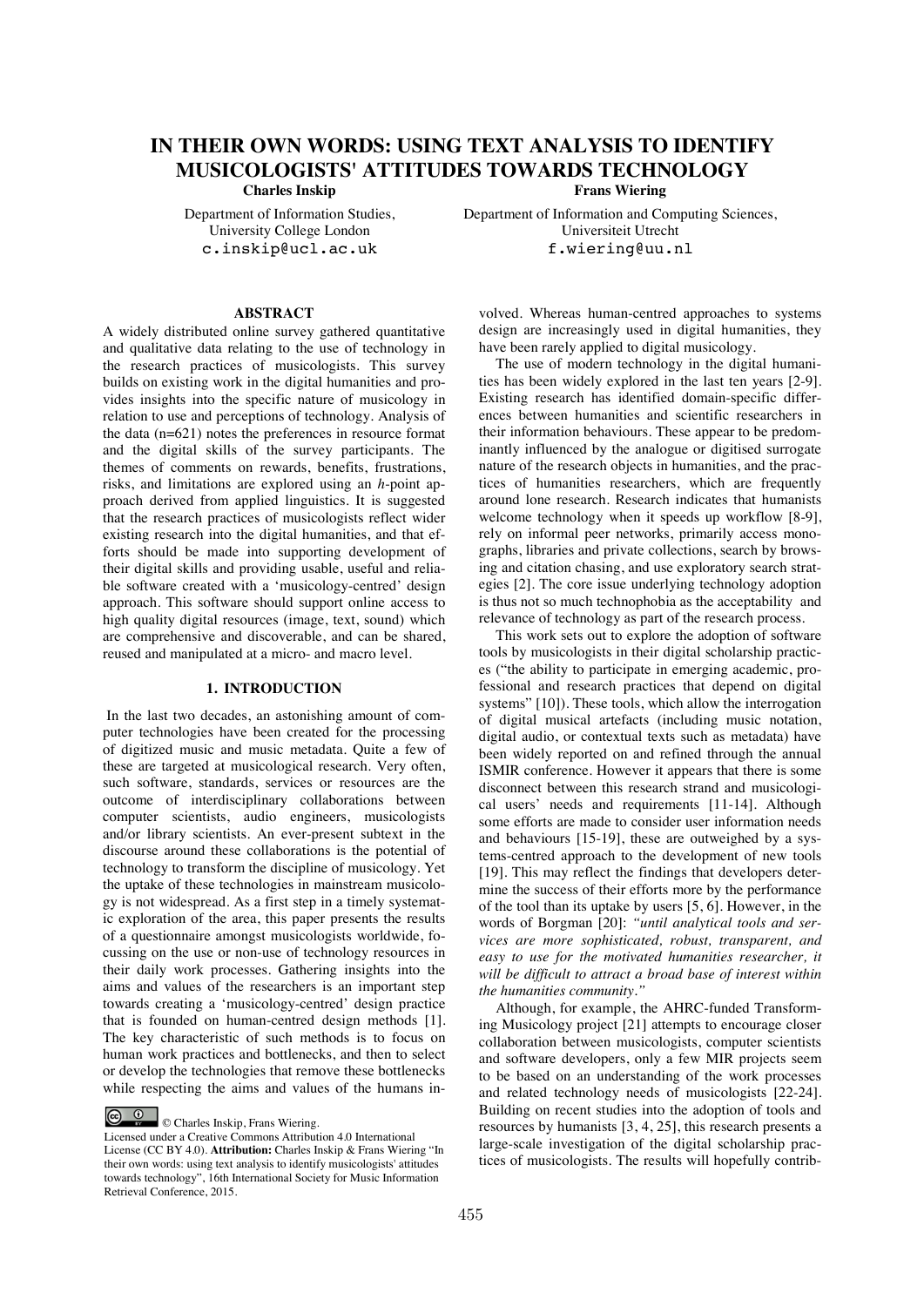# IN THEIR OWN WORDS: USING TEXT ANALYSIS TO IDENTIFY MUSICOLOGISTS' ATTITUDES TOWARDS TECHNOLOGY

**Charles Inskip**
Department of Information Studies, University College London
c.inskip@ucl.ac.uk

**Frans Wiering**
Department of Information and Computing Sciences, Universiteit Utrecht
f.wiering@uu.nl

## ABSTRACT

A widely distributed online survey gathered quantitative and qualitative data relating to the use of technology in the research practices of musicologists. This survey builds on existing work in the digital humanities and provides insights into the specific nature of musicology in relation to use and perceptions of technology. Analysis of the data (n=621) notes the preferences in resource format and the digital skills of the survey participants. The themes of comments on rewards, benefits, frustrations, risks, and limitations are explored using an *h*-point approach derived from applied linguistics. It is suggested that the research practices of musicologists reflect wider existing research into the digital humanities, and that efforts should be made into supporting development of their digital skills and providing usable, useful and reliable software created with a 'musicology-centred' design approach. This software should support online access to high quality digital resources (image, text, sound) which are comprehensive and discoverable, and can be shared, reused and manipulated at a micro- and macro level.

## 1. INTRODUCTION

In the last two decades, an astonishing amount of computer technologies have been created for the processing of digitized music and music metadata. Quite a few of these are targeted at musicological research. Very often, such software, standards, services or resources are the outcome of interdisciplinary collaborations between computer scientists, audio engineers, musicologists and/or library scientists. An ever-present subtext in the discourse around these collaborations is the potential of technology to transform the discipline of musicology. Yet the uptake of these technologies in mainstream musicology is not widespread. As a first step in a timely systematic exploration of the area, this paper presents the results of a questionnaire amongst musicologists worldwide, focussing on the use or non-use of technology resources in their daily work processes. Gathering insights into the aims and values of the researchers is an important step towards creating a 'musicology-centred' design practice that is founded on human-centred design methods [1]. The key characteristic of such methods is to focus on human work practices and bottlenecks, and then to select or develop the technologies that remove these bottlenecks while respecting the aims and values of the humans involved. Whereas human-centred approaches to systems design are increasingly used in digital humanities, they have been rarely applied to digital musicology.

The use of modern technology in the digital humanities has been widely explored in the last ten years [2-9]. Existing research has identified domain-specific differences between humanities and scientific researchers in their information behaviours. These appear to be predominantly influenced by the analogue or digitised surrogate nature of the research objects in humanities, and the practices of humanities researchers, which are frequently around lone research. Research indicates that humanists welcome technology when it speeds up workflow [8-9], rely on informal peer networks, primarily access monographs, libraries and private collections, search by browsing and citation chasing, and use exploratory search strategies [2]. The core issue underlying technology adoption is thus not so much technophobia as the acceptability and relevance of technology as part of the research process.

This work sets out to explore the adoption of software tools by musicologists in their digital scholarship practices ("the ability to participate in emerging academic, professional and research practices that depend on digital systems" [10]). These tools, which allow the interrogation of digital musical artefacts (including music notation, digital audio, or contextual texts such as metadata) have been widely reported on and refined through the annual ISMIR conference. However it appears that there is some disconnect between this research strand and musicological users' needs and requirements [11-14]. Although some efforts are made to consider user information needs and behaviours [15-19], these are outweighed by a systems-centred approach to the development of new tools [19]. This may reflect the findings that developers determine the success of their efforts more by the performance of the tool than its uptake by users [5, 6]. However, in the words of Borgman [20]: *"until analytical tools and services are more sophisticated, robust, transparent, and easy to use for the motivated humanities researcher, it will be difficult to attract a broad base of interest within the humanities community."*

Although, for example, the AHRC-funded Transforming Musicology project [21] attempts to encourage closer collaboration between musicologists, computer scientists and software developers, only a few MIR projects seem to be based on an understanding of the work processes and related technology needs of musicologists [22-24]. Building on recent studies into the adoption of tools and resources by humanists [3, 4, 25], this research presents a large-scale investigation of the digital scholarship practices of musicologists. The results will hopefully contrib-

© Charles Inskip, Frans Wiering.
Licensed under a Creative Commons Attribution 4.0 International License (CC BY 4.0). **Attribution:** Charles Inskip & Frans Wiering "In their own words: using text analysis to identify musicologists' attitudes towards technology", 16th International Society for Music Information Retrieval Conference, 2015.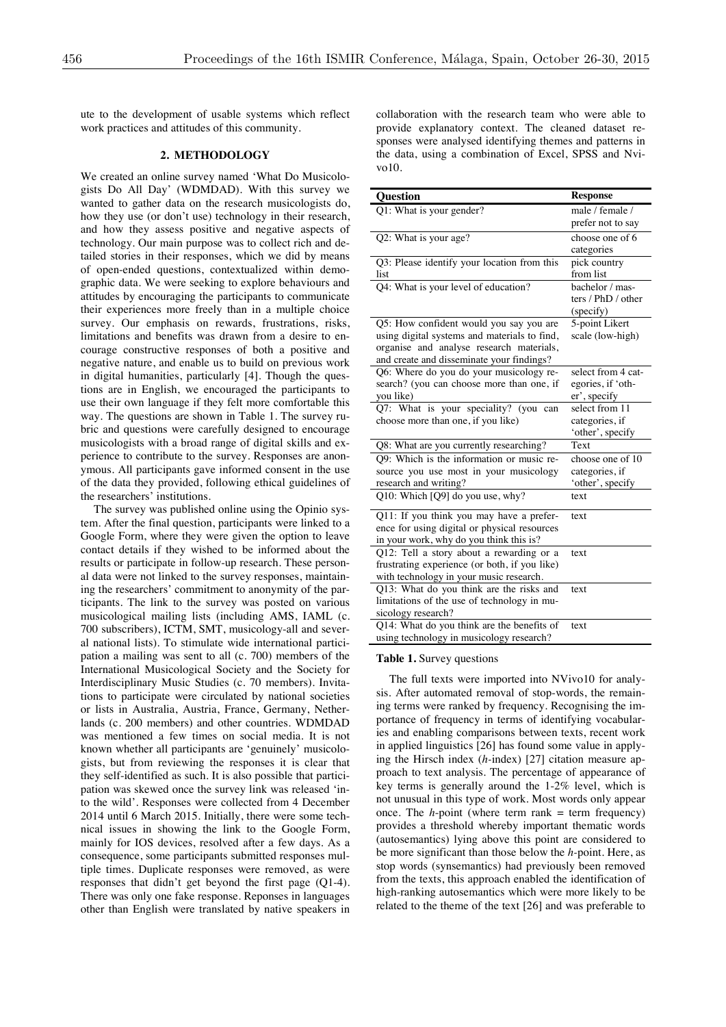ute to the development of usable systems which reflect work practices and attitudes of this community.

## 2. METHODOLOGY

We created an online survey named 'What Do Musicologists Do All Day' (WDMDAD). With this survey we wanted to gather data on the research musicologists do, how they use (or don't use) technology in their research, and how they assess positive and negative aspects of technology. Our main purpose was to collect rich and detailed stories in their responses, which we did by means of open-ended questions, contextualized within demographic data. We were seeking to explore behaviours and attitudes by encouraging the participants to communicate their experiences more freely than in a multiple choice survey. Our emphasis on rewards, frustrations, risks, limitations and benefits was drawn from a desire to encourage constructive responses of both a positive and negative nature, and enable us to build on previous work in digital humanities, particularly [4]. Though the questions are in English, we encouraged the participants to use their own language if they felt more comfortable this way. The questions are shown in Table 1. The survey rubric and questions were carefully designed to encourage musicologists with a broad range of digital skills and experience to contribute to the survey. Responses are anonymous. All participants gave informed consent in the use of the data they provided, following ethical guidelines of the researchers' institutions.

The survey was published online using the Opinio system. After the final question, participants were linked to a Google Form, where they were given the option to leave contact details if they wished to be informed about the results or participate in follow-up research. These personal data were not linked to the survey responses, maintaining the researchers' commitment to anonymity of the participants. The link to the survey was posted on various musicological mailing lists (including AMS, IAML (c. 700 subscribers), ICTM, SMT, musicology-all and several national lists). To stimulate wide international participation a mailing was sent to all (c. 700) members of the International Musicological Society and the Society for Interdisciplinary Music Studies (c. 70 members). Invitations to participate were circulated by national societies or lists in Australia, Austria, France, Germany, Netherlands (c. 200 members) and other countries. WDMDAD was mentioned a few times on social media. It is not known whether all participants are 'genuinely' musicologists, but from reviewing the responses it is clear that they self-identified as such. It is also possible that participation was skewed once the survey link was released 'into the wild'. Responses were collected from 4 December 2014 until 6 March 2015. Initially, there were some technical issues in showing the link to the Google Form, mainly for IOS devices, resolved after a few days. As a consequence, some participants submitted responses multiple times. Duplicate responses were removed, as were responses that didn't get beyond the first page (Q1-4). There was only one fake response. Reponses in languages other than English were translated by native speakers in collaboration with the research team who were able to provide explanatory context. The cleaned dataset responses were analysed identifying themes and patterns in the data, using a combination of Excel, SPSS and Nvivo10.

| Question | Response |
|---|---|
| Q1: What is your gender? | male / female / prefer not to say |
| Q2: What is your age? | choose one of 6 categories |
| Q3: Please identify your location from this list | pick country from list |
| Q4: What is your level of education? | bachelor / masters / PhD / other (specify) |
| Q5: How confident would you say you are using digital systems and materials to find, organise and analyse research materials, and create and disseminate your findings? | 5-point Likert scale (low-high) |
| Q6: Where do you do your musicology research? (you can choose more than one, if you like) | select from 4 categories, if 'other', specify |
| Q7: What is your speciality? (you can choose more than one, if you like) | select from 11 categories, if 'other', specify |
| Q8: What are you currently researching? | Text |
| Q9: Which is the information or music resource you use most in your musicology research and writing? | choose one of 10 categories, if 'other', specify |
| Q10: Which [Q9] do you use, why? | text |
| Q11: If you think you may have a preference for using digital or physical resources in your work, why do you think this is? | text |
| Q12: Tell a story about a rewarding or a frustrating experience (or both, if you like) with technology in your music research. | text |
| Q13: What do you think are the risks and limitations of the use of technology in musicology research? | text |
| Q14: What do you think are the benefits of using technology in musicology research? | text |

**Table 1.** Survey questions

The full texts were imported into NVivo10 for analysis. After automated removal of stop-words, the remaining terms were ranked by frequency. Recognising the importance of frequency in terms of identifying vocabularies and enabling comparisons between texts, recent work in applied linguistics [26] has found some value in applying the Hirsch index (*h*-index) [27] citation measure approach to text analysis. The percentage of appearance of key terms is generally around the 1-2% level, which is not unusual in this type of work. Most words only appear once. The *h*-point (where term rank = term frequency) provides a threshold whereby important thematic words (autosemantics) lying above this point are considered to be more significant than those below the *h*-point. Here, as stop words (synsemantics) had previously been removed from the texts, this approach enabled the identification of high-ranking autosemantics which were more likely to be related to the theme of the text [26] and was preferable to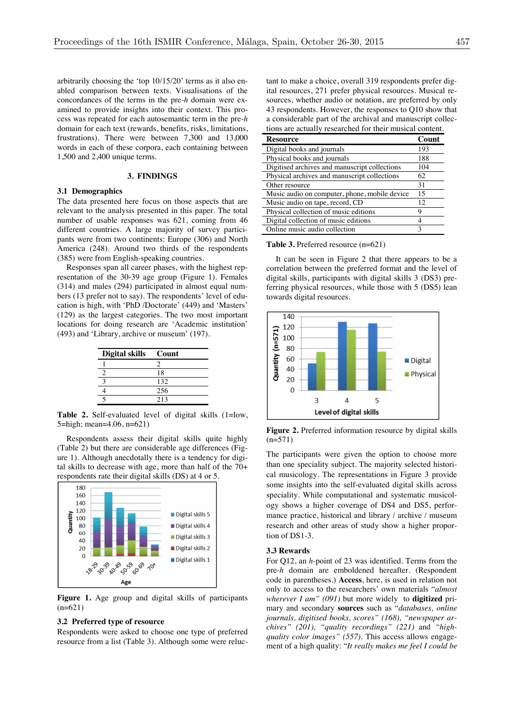arbitrarily choosing the 'top 10/15/20' terms as it also enabled comparison between texts. Visualisations of the concordances of the terms in the pre-*h* domain were examined to provide insights into their context. This process was repeated for each autosemantic term in the pre-*h* domain for each text (rewards, benefits, risks, limitations, frustrations). There were between 7,300 and 13,000 words in each of these corpora, each containing between 1,500 and 2,400 unique terms.

## 3. FINDINGS

### 3.1 Demographics

The data presented here focus on those aspects that are relevant to the analysis presented in this paper. The total number of usable responses was 621, coming from 46 different countries. A large majority of survey participants were from two continents: Europe (306) and North America (248). Around two thirds of the respondents (385) were from English-speaking countries.

Responses span all career phases, with the highest representation of the 30-39 age group (Figure 1). Females (314) and males (294) participated in almost equal numbers (13 prefer not to say). The respondents' level of education is high, with 'PhD /Doctorate' (449) and 'Masters' (129) as the largest categories. The two most important locations for doing research are 'Academic institution' (493) and 'Library, archive or museum' (197).

| Digital skills | Count |
|---|---|
| 1 | 2 |
| 2 | 18 |
| 3 | 132 |
| 4 | 256 |
| 5 | 213 |

**Table 2.** Self-evaluated level of digital skills (1=low, 5=high; mean=4.06, n=621)

Respondents assess their digital skills quite highly (Table 2) but there are considerable age differences (Figure 1). Although anecdotally there is a tendency for digital skills to decrease with age, more than half of the 70+ respondents rate their digital skills (DS) at 4 or 5.

**Figure 1.** Age group and digital skills of participants (n=621)

### 3.2 Preferred type of resource

Respondents were asked to choose one type of preferred resource from a list (Table 3). Although some were reluctant to make a choice, overall 319 respondents prefer digital resources, 271 prefer physical resources. Musical resources, whether audio or notation, are preferred by only 43 respondents. However, the responses to Q10 show that a considerable part of the archival and manuscript collections are actually researched for their musical content.

| Resource | Count |
|---|---|
| Digital books and journals | 193 |
| Physical books and journals | 188 |
| Digitised archives and manuscript collections | 104 |
| Physical archives and manuscript collections | 62 |
| Other resource | 31 |
| Music audio on computer, phone, mobile device | 15 |
| Music audio on tape, record, CD | 12 |
| Physical collection of music editions | 9 |
| Digital collection of music editions | 4 |
| Online music audio collection | 3 |

**Table 3.** Preferred resource (n=621)

It can be seen in Figure 2 that there appears to be a correlation between the preferred format and the level of digital skills, participants with digital skills 3 (DS3) preferring physical resources, while those with 5 (DS5) lean towards digital resources.

**Figure 2.** Preferred information resource by digital skills (n=571)

The participants were given the option to choose more than one speciality subject. The majority selected historical musicology. The representations in Figure 3 provide some insights into the self-evaluated digital skills across speciality. While computational and systematic musicology shows a higher coverage of DS4 and DS5, performance practice, historical and library / archive / museum research and other areas of study show a higher proportion of DS1-3.

### 3.3 Rewards

For Q12, an *h*-point of 23 was identified. Terms from the pre-*h* domain are emboldened hereafter. (Respondent code in parentheses.) **Access**, here, is used in relation not only to access to the researchers' own materials "*almost wherever I am" (091)* but more widely to **digitized** primary and secondary **sources** such as "*databases, online journals, digitised books, scores" (168), "newspaper archives" (201), "quality recordings" (221)* and *"high-quality color images" (557)*. This access allows engagement of a high quality: "*It really makes me feel I could be*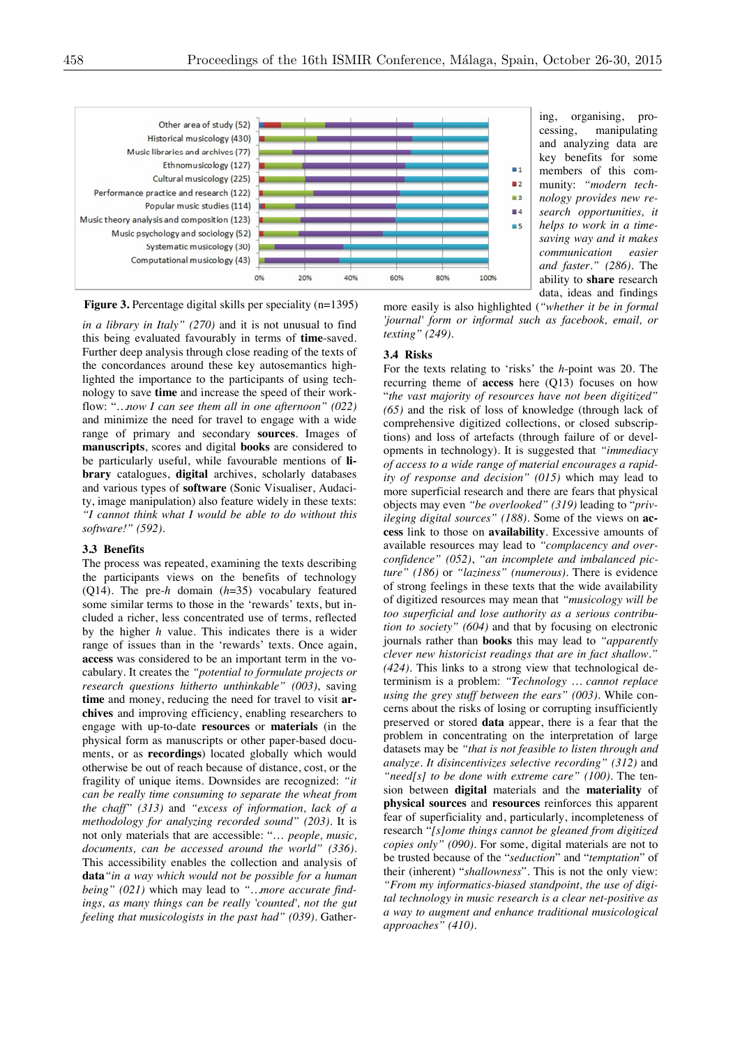Other area of study (52)
Historical musicology (430)
Music libraries and archives (77)
Ethnomusicology (127)
Cultural musicology (225)
Performance practice and research (122)
Popular music studies (114)
Music theory analysis and composition (123)
Music psychology and sociology (52)
Systematic musicology (30)
Computational musicology (43)

**Figure 3.** Percentage digital skills per speciality (n=1395)

*in a library in Italy" (270)* and it is not unusual to find this being evaluated favourably in terms of **time**-saved. Further deep analysis through close reading of the texts of the concordances around these key autosemantics highlighted the importance to the participants of using technology to save **time** and increase the speed of their workflow: "*…now I can see them all in one afternoon" (022)* and minimize the need for travel to engage with a wide range of primary and secondary **sources**. Images of **manuscripts**, scores and digital **books** are considered to be particularly useful, while favourable mentions of **library** catalogues, **digital** archives, scholarly databases and various types of **software** (Sonic Visualiser, Audacity, image manipulation) also feature widely in these texts: *"I cannot think what I would be able to do without this software!" (592)*.

### 3.3 Benefits

The process was repeated, examining the texts describing the participants views on the benefits of technology (Q14). The pre-*h* domain (*h*=35) vocabulary featured some similar terms to those in the 'rewards' texts, but included a richer, less concentrated use of terms, reflected by the higher *h* value. This indicates there is a wider range of issues than in the 'rewards' texts. Once again, **access** was considered to be an important term in the vocabulary. It creates the *"potential to formulate projects or research questions hitherto unthinkable" (003)*, saving **time** and money, reducing the need for travel to visit **archives** and improving efficiency, enabling researchers to engage with up-to-date **resources** or **materials** (in the physical form as manuscripts or other paper-based documents, or as **recordings**) located globally which would otherwise be out of reach because of distance, cost, or the fragility of unique items. Downsides are recognized: *"it can be really time consuming to separate the wheat from the chaff" (313)* and *"excess of information, lack of a methodology for analyzing recorded sound" (203)*. It is not only materials that are accessible: "*… people, music, documents, can be accessed around the world" (336)*. This accessibility enables the collection and analysis of **data***"in a way which would not be possible for a human being" (021)* which may lead to *"…more accurate findings, as many things can be really 'counted', not the gut feeling that musicologists in the past had" (039)*. Gathering, organising, processing, manipulating and analyzing data are key benefits for some members of this community: *"modern technology provides new research opportunities, it helps to work in a time-saving way and it makes communication easier and faster." (286)*. The ability to **share** research data, ideas and findings more easily is also highlighted (*"whether it be in formal 'journal' form or informal such as facebook, email, or texting" (249)*.

### 3.4 Risks

For the texts relating to 'risks' the *h*-point was 20. The recurring theme of **access** here (Q13) focuses on how "*the vast majority of resources have not been digitized" (65)* and the risk of loss of knowledge (through lack of comprehensive digitized collections, or closed subscriptions) and loss of artefacts (through failure of or developments in technology). It is suggested that *"immediacy of access to a wide range of material encourages a rapidity of response and decision" (015)* which may lead to more superficial research and there are fears that physical objects may even *"be overlooked" (319)* leading to "*privileging digital sources" (188)*. Some of the views on **access** link to those on **availability**. Excessive amounts of available resources may lead to *"complacency and overconfidence" (052)*, *"an incomplete and imbalanced picture" (186)* or *"laziness" (numerous)*. There is evidence of strong feelings in these texts that the wide availability of digitized resources may mean that *"musicology will be too superficial and lose authority as a serious contribution to society" (604)* and that by focusing on electronic journals rather than **books** this may lead to *"apparently clever new historicist readings that are in fact shallow." (424)*. This links to a strong view that technological determinism is a problem: *"Technology … cannot replace using the grey stuff between the ears" (003)*. While concerns about the risks of losing or corrupting insufficiently preserved or stored **data** appear, there is a fear that the problem in concentrating on the interpretation of large datasets may be *"that is not feasible to listen through and analyze. It disincentivizes selective recording" (312)* and *"need[s] to be done with extreme care" (100)*. The tension between **digital** materials and the **materiality** of **physical sources** and **resources** reinforces this apparent fear of superficiality and, particularly, incompleteness of research "*[s]ome things cannot be gleaned from digitized copies only" (090)*. For some, digital materials are not to be trusted because of the "*seduction*" and "*temptation*" of their (inherent) "*shallowness*". This is not the only view: *"From my informatics-biased standpoint, the use of digital technology in music research is a clear net-positive as a way to augment and enhance traditional musicological approaches" (410)*.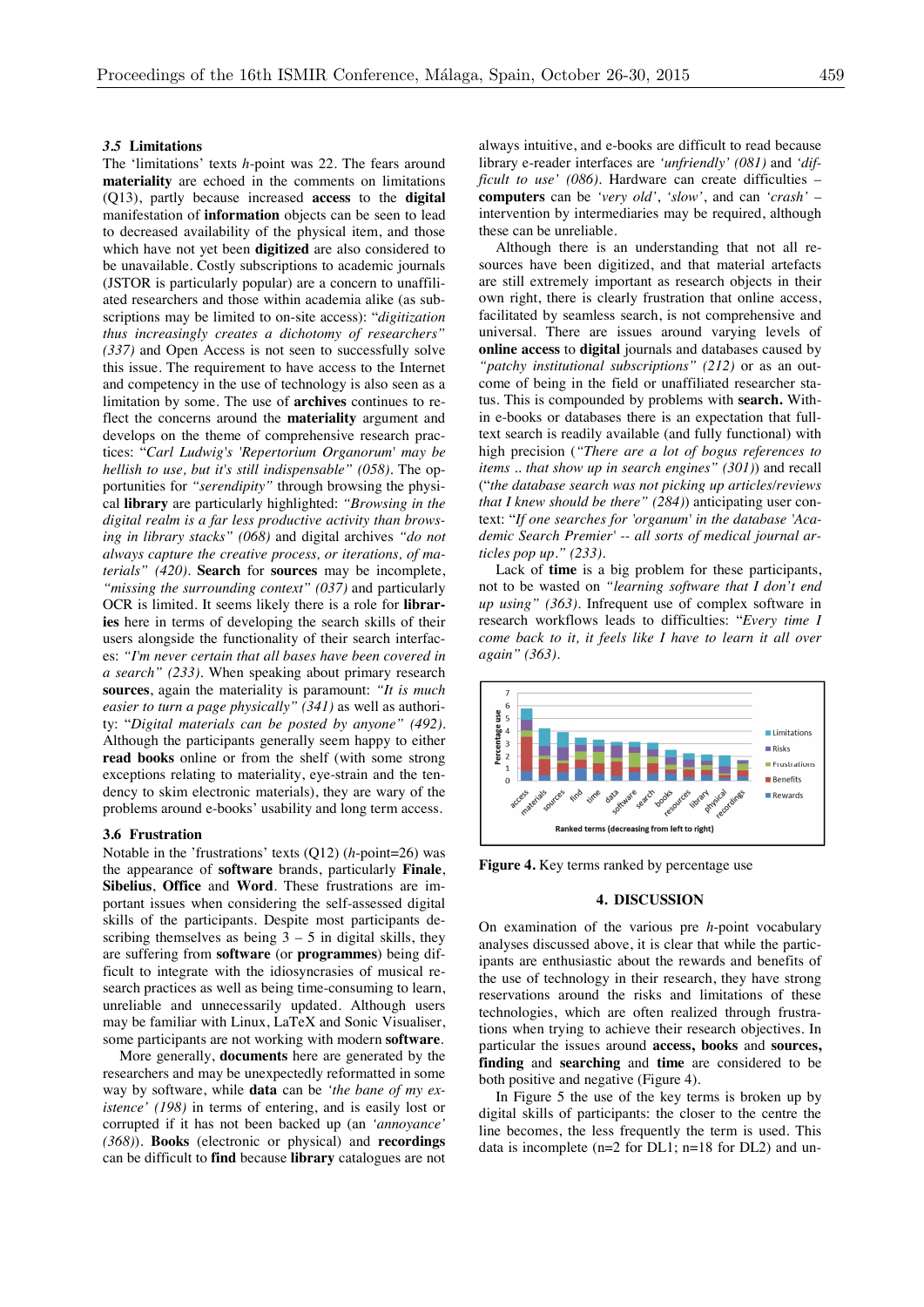### 3.5 Limitations

The 'limitations' texts $h$-point was 22. The fears around **materiality** are echoed in the comments on limitations (Q13), partly because increased **access** to the **digital** manifestation of **information** objects can be seen to lead to decreased availability of the physical item, and those which have not yet been **digitized** are also considered to be unavailable. Costly subscriptions to academic journals (JSTOR is particularly popular) are a concern to unaffiliated researchers and those within academia alike (as subscriptions may be limited to on-site access): "*digitization thus increasingly creates a dichotomy of researchers" (337)* and Open Access is not seen to successfully solve this issue. The requirement to have access to the Internet and competency in the use of technology is also seen as a limitation by some. The use of **archives** continues to reflect the concerns around the **materiality** argument and develops on the theme of comprehensive research practices: "*Carl Ludwig's 'Repertorium Organorum' may be hellish to use, but it's still indispensable" (058)*. The opportunities for *"serendipity"* through browsing the physical **library** are particularly highlighted: *"Browsing in the digital realm is a far less productive activity than browsing in library stacks" (068)* and digital archives *"do not always capture the creative process, or iterations, of materials" (420)*. **Search** for **sources** may be incomplete, *"missing the surrounding context" (037)* and particularly OCR is limited. It seems likely there is a role for **libraries** here in terms of developing the search skills of their users alongside the functionality of their search interfaces: *"I'm never certain that all bases have been covered in a search" (233)*. When speaking about primary research **sources**, again the materiality is paramount: *"It is much easier to turn a page physically" (341)* as well as authority: "*Digital materials can be posted by anyone" (492)*. Although the participants generally seem happy to either **read books** online or from the shelf (with some strong exceptions relating to materiality, eye-strain and the tendency to skim electronic materials), they are wary of the problems around e-books' usability and long term access.

### 3.6 Frustration

Notable in the 'frustrations' texts (Q12) ($h$-point=26) was the appearance of **software** brands, particularly **Finale**, **Sibelius**, **Office** and **Word**. These frustrations are important issues when considering the self-assessed digital skills of the participants. Despite most participants describing themselves as being 3 – 5 in digital skills, they are suffering from **software** (or **programmes**) being difficult to integrate with the idiosyncrasies of musical research practices as well as being time-consuming to learn, unreliable and unnecessarily updated. Although users may be familiar with Linux, LaTeX and Sonic Visualiser, some participants are not working with modern **software**.

More generally, **documents** here are generated by the researchers and may be unexpectedly reformatted in some way by software, while **data** can be *'the bane of my existence' (198)* in terms of entering, and is easily lost or corrupted if it has not been backed up (an *'annoyance' (368)*). **Books** (electronic or physical) and **recordings** can be difficult to **find** because **library** catalogues are not always intuitive, and e-books are difficult to read because library e-reader interfaces are *'unfriendly' (081)* and *'difficult to use' (086)*. Hardware can create difficulties – **computers** can be *'very old'*, *'slow'*, and can *'crash'* – intervention by intermediaries may be required, although these can be unreliable.

Although there is an understanding that not all resources have been digitized, and that material artefacts are still extremely important as research objects in their own right, there is clearly frustration that online access, facilitated by seamless search, is not comprehensive and universal. There are issues around varying levels of **online access** to **digital** journals and databases caused by *"patchy institutional subscriptions" (212)* or as an outcome of being in the field or unaffiliated researcher status. This is compounded by problems with **search.** Within e-books or databases there is an expectation that full-text search is readily available (and fully functional) with high precision (*"There are a lot of bogus references to items .. that show up in search engines" (301)*) and recall ("*the database search was not picking up articles/reviews that I knew should be there" (284)*) anticipating user context: "*If one searches for 'organum' in the database 'Academic Search Premier' -- all sorts of medical journal articles pop up." (233)*.

Lack of **time** is a big problem for these participants, not to be wasted on *"learning software that I don't end up using" (363)*. Infrequent use of complex software in research workflows leads to difficulties: "*Every time I come back to it, it feels like I have to learn it all over again" (363)*.

**Figure 4.** Key terms ranked by percentage use

## 4. DISCUSSION

On examination of the various pre $h$-point vocabulary analyses discussed above, it is clear that while the participants are enthusiastic about the rewards and benefits of the use of technology in their research, they have strong reservations around the risks and limitations of these technologies, which are often realized through frustrations when trying to achieve their research objectives. In particular the issues around **access, books** and **sources, finding** and **searching** and **time** are considered to be both positive and negative (Figure 4).

In Figure 5 the use of the key terms is broken up by digital skills of participants: the closer to the centre the line becomes, the less frequently the term is used. This data is incomplete (n=2 for DL1; n=18 for DL2) and un-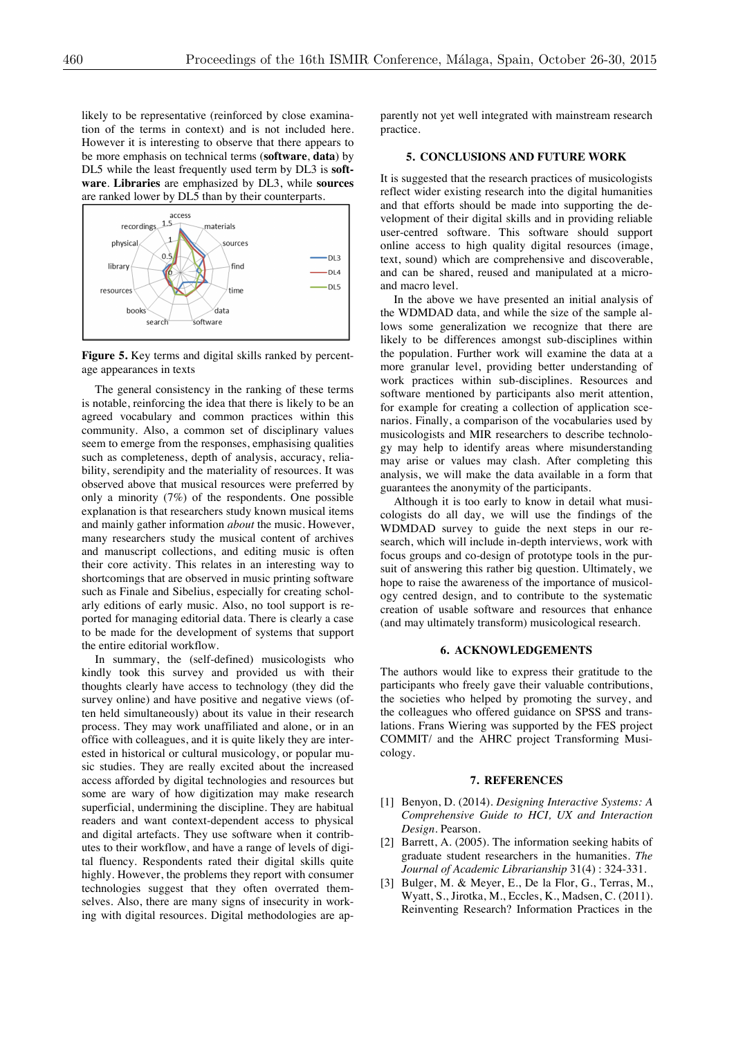likely to be representative (reinforced by close examination of the terms in context) and is not included here. However it is interesting to observe that there appears to be more emphasis on technical terms (**software**, **data**) by DL5 while the least frequently used term by DL3 is **software**. **Libraries** are emphasized by DL3, while **sources** are ranked lower by DL5 than by their counterparts.

**Figure 5.** Key terms and digital skills ranked by percentage appearances in texts

The general consistency in the ranking of these terms is notable, reinforcing the idea that there is likely to be an agreed vocabulary and common practices within this community. Also, a common set of disciplinary values seem to emerge from the responses, emphasising qualities such as completeness, depth of analysis, accuracy, reliability, serendipity and the materiality of resources. It was observed above that musical resources were preferred by only a minority (7%) of the respondents. One possible explanation is that researchers study known musical items and mainly gather information *about* the music. However, many researchers study the musical content of archives and manuscript collections, and editing music is often their core activity. This relates in an interesting way to shortcomings that are observed in music printing software such as Finale and Sibelius, especially for creating scholarly editions of early music. Also, no tool support is reported for managing editorial data. There is clearly a case to be made for the development of systems that support the entire editorial workflow.

In summary, the (self-defined) musicologists who kindly took this survey and provided us with their thoughts clearly have access to technology (they did the survey online) and have positive and negative views (often held simultaneously) about its value in their research process. They may work unaffiliated and alone, or in an office with colleagues, and it is quite likely they are interested in historical or cultural musicology, or popular music studies. They are really excited about the increased access afforded by digital technologies and resources but some are wary of how digitization may make research superficial, undermining the discipline. They are habitual readers and want context-dependent access to physical and digital artefacts. They use software when it contributes to their workflow, and have a range of levels of digital fluency. Respondents rated their digital skills quite highly. However, the problems they report with consumer technologies suggest that they often overrated themselves. Also, there are many signs of insecurity in working with digital resources. Digital methodologies are apparently not yet well integrated with mainstream research practice.

## 5. CONCLUSIONS AND FUTURE WORK

It is suggested that the research practices of musicologists reflect wider existing research into the digital humanities and that efforts should be made into supporting the development of their digital skills and in providing reliable user-centred software. This software should support online access to high quality digital resources (image, text, sound) which are comprehensive and discoverable, and can be shared, reused and manipulated at a micro- and macro level.

In the above we have presented an initial analysis of the WDMDAD data, and while the size of the sample allows some generalization we recognize that there are likely to be differences amongst sub-disciplines within the population. Further work will examine the data at a more granular level, providing better understanding of work practices within sub-disciplines. Resources and software mentioned by participants also merit attention, for example for creating a collection of application scenarios. Finally, a comparison of the vocabularies used by musicologists and MIR researchers to describe technology may help to identify areas where misunderstanding may arise or values may clash. After completing this analysis, we will make the data available in a form that guarantees the anonymity of the participants.

Although it is too early to know in detail what musicologists do all day, we will use the findings of the WDMDAD survey to guide the next steps in our research, which will include in-depth interviews, work with focus groups and co-design of prototype tools in the pursuit of answering this rather big question. Ultimately, we hope to raise the awareness of the importance of musicology centred design, and to contribute to the systematic creation of usable software and resources that enhance (and may ultimately transform) musicological research.

## 6. ACKNOWLEDGEMENTS

The authors would like to express their gratitude to the participants who freely gave their valuable contributions, the societies who helped by promoting the survey, and the colleagues who offered guidance on SPSS and translations. Frans Wiering was supported by the FES project COMMIT/ and the AHRC project Transforming Musicology.

## 7. REFERENCES

[1] Benyon, D. (2014). *Designing Interactive Systems: A Comprehensive Guide to HCI, UX and Interaction Design*. Pearson.

[2] Barrett, A. (2005). The information seeking habits of graduate student researchers in the humanities. *The Journal of Academic Librarianship* 31(4) : 324-331.

[3] Bulger, M. & Meyer, E., De la Flor, G., Terras, M., Wyatt, S., Jirotka, M., Eccles, K., Madsen, C. (2011). Reinventing Research? Information Practices in the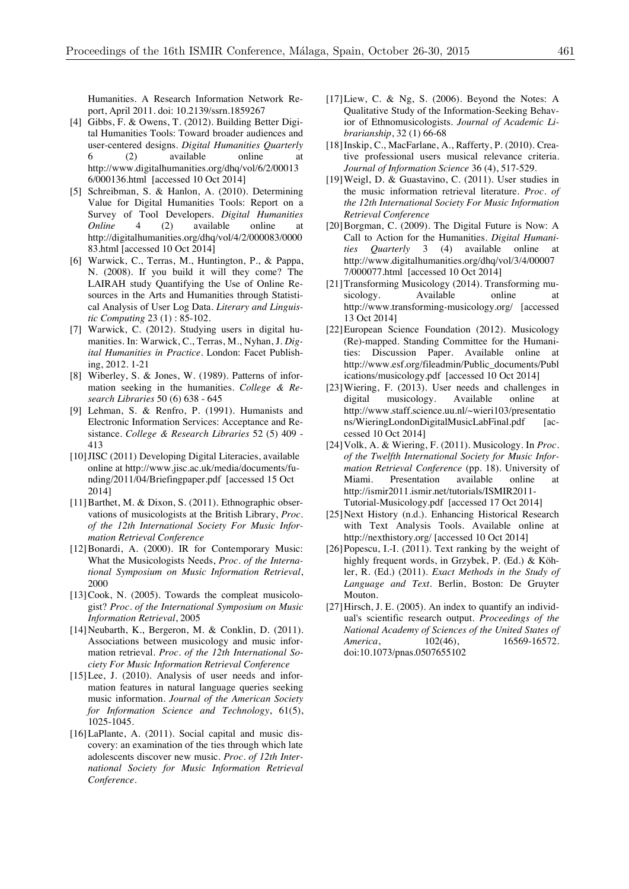Humanities. A Research Information Network Report, April 2011. doi: 10.2139/ssrn.1859267

[4] Gibbs, F. & Owens, T. (2012). Building Better Digital Humanities Tools: Toward broader audiences and user-centered designs. *Digital Humanities Quarterly* 6 (2) available online at http://www.digitalhumanities.org/dhq/vol/6/2/000136/000136.html [accessed 10 Oct 2014]

[5] Schreibman, S. & Hanlon, A. (2010). Determining Value for Digital Humanities Tools: Report on a Survey of Tool Developers. *Digital Humanities Online* 4 (2) available online at http://digitalhumanities.org/dhq/vol/4/2/000083/000083.html [accessed 10 Oct 2014]

[6] Warwick, C., Terras, M., Huntington, P., & Pappa, N. (2008). If you build it will they come? The LAIRAH study Quantifying the Use of Online Resources in the Arts and Humanities through Statistical Analysis of User Log Data. *Literary and Linguistic Computing* 23 (1) : 85-102.

[7] Warwick, C. (2012). Studying users in digital humanities. In: Warwick, C., Terras, M., Nyhan, J. *Digital Humanities in Practice*. London: Facet Publishing, 2012. 1-21

[8] Wiberley, S. & Jones, W. (1989). Patterns of information seeking in the humanities. *College & Research Libraries* 50 (6) 638 - 645

[9] Lehman, S. & Renfro, P. (1991). Humanists and Electronic Information Services: Acceptance and Resistance. *College & Research Libraries* 52 (5) 409 - 413

[10] JISC (2011) Developing Digital Literacies, available online at http://www.jisc.ac.uk/media/documents/funding/2011/04/Briefingpaper.pdf [accessed 15 Oct 2014]

[11] Barthet, M. & Dixon, S. (2011). Ethnographic observations of musicologists at the British Library, *Proc. of the 12th International Society For Music Information Retrieval Conference*

[12] Bonardi, A. (2000). IR for Contemporary Music: What the Musicologists Needs, *Proc. of the International Symposium on Music Information Retrieval*, 2000

[13] Cook, N. (2005). Towards the compleat musicologist? *Proc. of the International Symposium on Music Information Retrieval*, 2005

[14] Neubarth, K., Bergeron, M. & Conklin, D. (2011). Associations between musicology and music information retrieval. *Proc. of the 12th International Society For Music Information Retrieval Conference*

[15] Lee, J. (2010). Analysis of user needs and information features in natural language queries seeking music information. *Journal of the American Society for Information Science and Technology*, 61(5), 1025-1045.

[16] LaPlante, A. (2011). Social capital and music discovery: an examination of the ties through which late adolescents discover new music. *Proc. of 12th International Society for Music Information Retrieval Conference.*

[17] Liew, C. & Ng, S. (2006). Beyond the Notes: A Qualitative Study of the Information-Seeking Behavior of Ethnomusicologists. *Journal of Academic Librarianship*, 32 (1) 66-68

[18] Inskip, C., MacFarlane, A., Rafferty, P. (2010). Creative professional users musical relevance criteria. *Journal of Information Science* 36 (4), 517-529.

[19] Weigl, D. & Guastavino, C. (2011). User studies in the music information retrieval literature. *Proc. of the 12th International Society For Music Information Retrieval Conference*

[20] Borgman, C. (2009). The Digital Future is Now: A Call to Action for the Humanities. *Digital Humanities Quarterly* 3 (4) available online at http://www.digitalhumanities.org/dhq/vol/3/4/000077/000077.html [accessed 10 Oct 2014]

[21] Transforming Musicology (2014). Transforming musicology. Available online at http://www.transforming-musicology.org/ [accessed 13 Oct 2014]

[22] European Science Foundation (2012). Musicology (Re)-mapped. Standing Committee for the Humanities: Discussion Paper. Available online at http://www.esf.org/fileadmin/Public_documents/Publications/musicology.pdf [accessed 10 Oct 2014]

[23] Wiering, F. (2013). User needs and challenges in digital musicology. Available online at http://www.staff.science.uu.nl/~wieri103/presentations/WieringLondonDigitalMusicLabFinal.pdf [accessed 10 Oct 2014]

[24] Volk, A. & Wiering, F. (2011). Musicology. In *Proc. of the Twelfth International Society for Music Information Retrieval Conference* (pp. 18). University of Miami. Presentation available online at http://ismir2011.ismir.net/tutorials/ISMIR2011-Tutorial-Musicology.pdf [accessed 17 Oct 2014]

[25] Next History (n.d.). Enhancing Historical Research with Text Analysis Tools. Available online at http://nexthistory.org/ [accessed 10 Oct 2014]

[26] Popescu, I.-I. (2011). Text ranking by the weight of highly frequent words, in Grzybek, P. (Ed.) & Köhler, R. (Ed.) (2011). *Exact Methods in the Study of Language and Text*. Berlin, Boston: De Gruyter Mouton.

[27] Hirsch, J. E. (2005). An index to quantify an individual's scientific research output. *Proceedings of the National Academy of Sciences of the United States of America*, 102(46), 16569-16572. doi:10.1073/pnas.0507655102